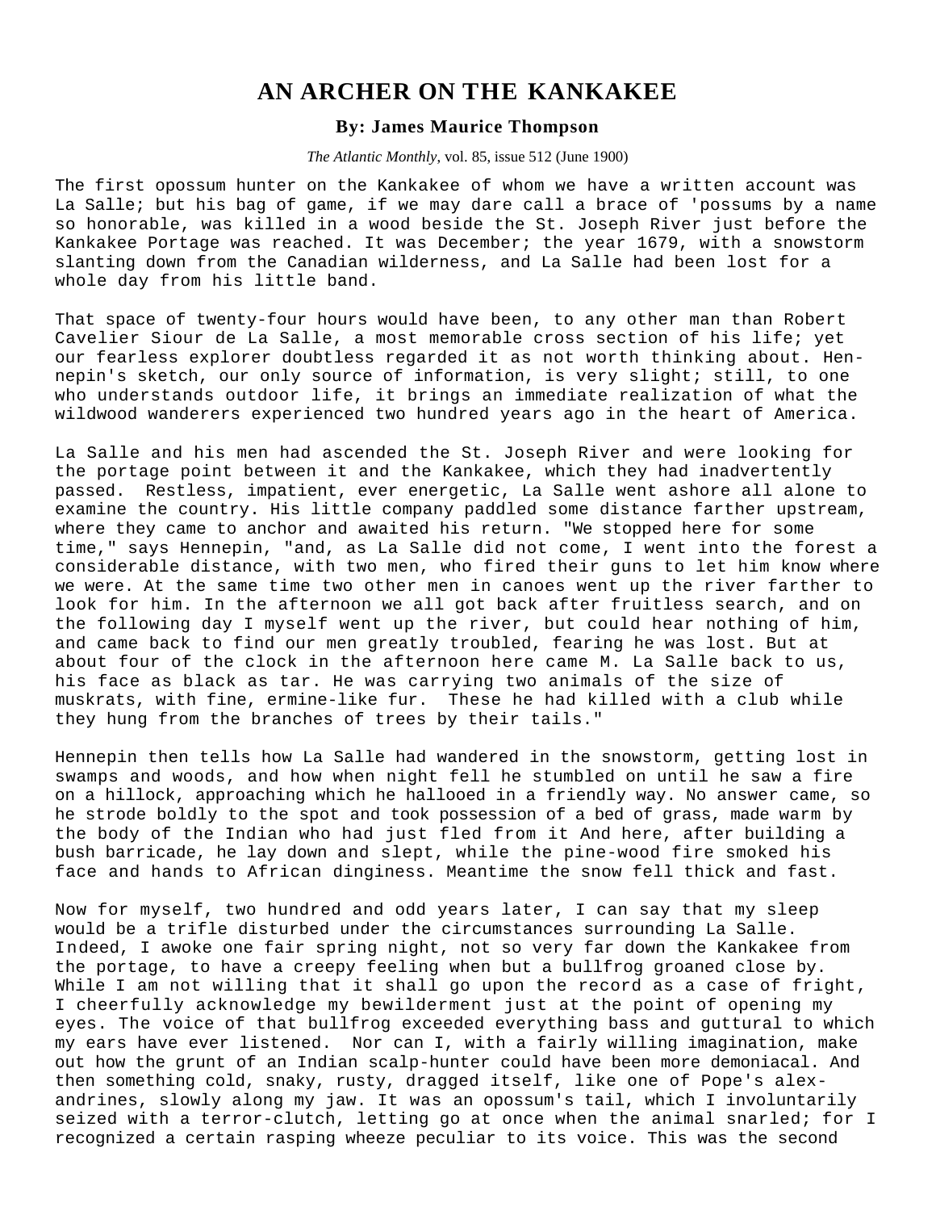# AN ARCHER ON THE KANKAKEE

**By: James Maurice Thompson**

*The Atlantic Monthly*, vol. 85, issue 512 (June 1900)

The first opossum hunter on the Kankakee of whom we have a written account was La Salle; but his bag of game, if we may dare call a brace of 'possums by a name so honorable, was killed in a wood beside the St. Joseph River just before the Kankakee Portage was reached. It was December; the year 1679, with a snowstorm slanting down from the Canadian wilderness, and La Salle had been lost for a whole day from his little band.

That space of twenty-four hours would have been, to any other man than Robert Cavelier Siour de La Salle, a most memorable cross section of his life; yet our fearless explorer doubtless regarded it as not worth thinking about. Hennepin's sketch, our only source of information, is very slight; still, to one who understands outdoor life, it brings an immediate realization of what the wildwood wanderers experienced two hundred years ago in the heart of America.

La Salle and his men had ascended the St. Joseph River and were looking for the portage point between it and the Kankakee, which they had inadvertently passed. Restless, impatient, ever energetic, La Salle went ashore all alone to examine the country. His little company paddled some distance farther upstream, where they came to anchor and awaited his return. "We stopped here for some time," says Hennepin, "and, as La Salle did not come, I went into the forest a considerable distance, with two men, who fired their guns to let him know where we were. At the same time two other men in canoes went up the river farther to look for him. In the afternoon we all got back after fruitless search, and on the following day I myself went up the river, but could hear nothing of him, and came back to find our men greatly troubled, fearing he was lost. But at about four of the clock in the afternoon here came M. La Salle back to us, his face as black as tar. He was carrying two animals of the size of muskrats, with fine, ermine-like fur. These he had killed with a club while they hung from the branches of trees by their tails."

Hennepin then tells how La Salle had wandered in the snowstorm, getting lost in swamps and woods, and how when night fell he stumbled on until he saw a fire on a hillock, approaching which he hallooed in a friendly way. No answer came, so he strode boldly to the spot and took possession of a bed of grass, made warm by the body of the Indian who had just fled from it And here, after building a bush barricade, he lay down and slept, while the pine-wood fire smoked his face and hands to African dinginess. Meantime the snow fell thick and fast.

Now for myself, two hundred and odd years later, I can say that my sleep would be a trifle disturbed under the circumstances surrounding La Salle. Indeed, I awoke one fair spring night, not so very far down the Kankakee from the portage, to have a creepy feeling when but a bullfrog groaned close by. While I am not willing that it shall go upon the record as a case of fright, I cheerfully acknowledge my bewilderment just at the point of opening my eyes. The voice of that bullfrog exceeded everything bass and guttural to which my ears have ever listened. Nor can I, with a fairly willing imagination, make out how the grunt of an Indian scalp-hunter could have been more demoniacal. And then something cold, snaky, rusty, dragged itself, like one of Pope's alexandrines, slowly along my jaw. It was an opossum's tail, which I involuntarily seized with a terror-clutch, letting go at once when the animal snarled; for I recognized a certain rasping wheeze peculiar to its voice. This was the second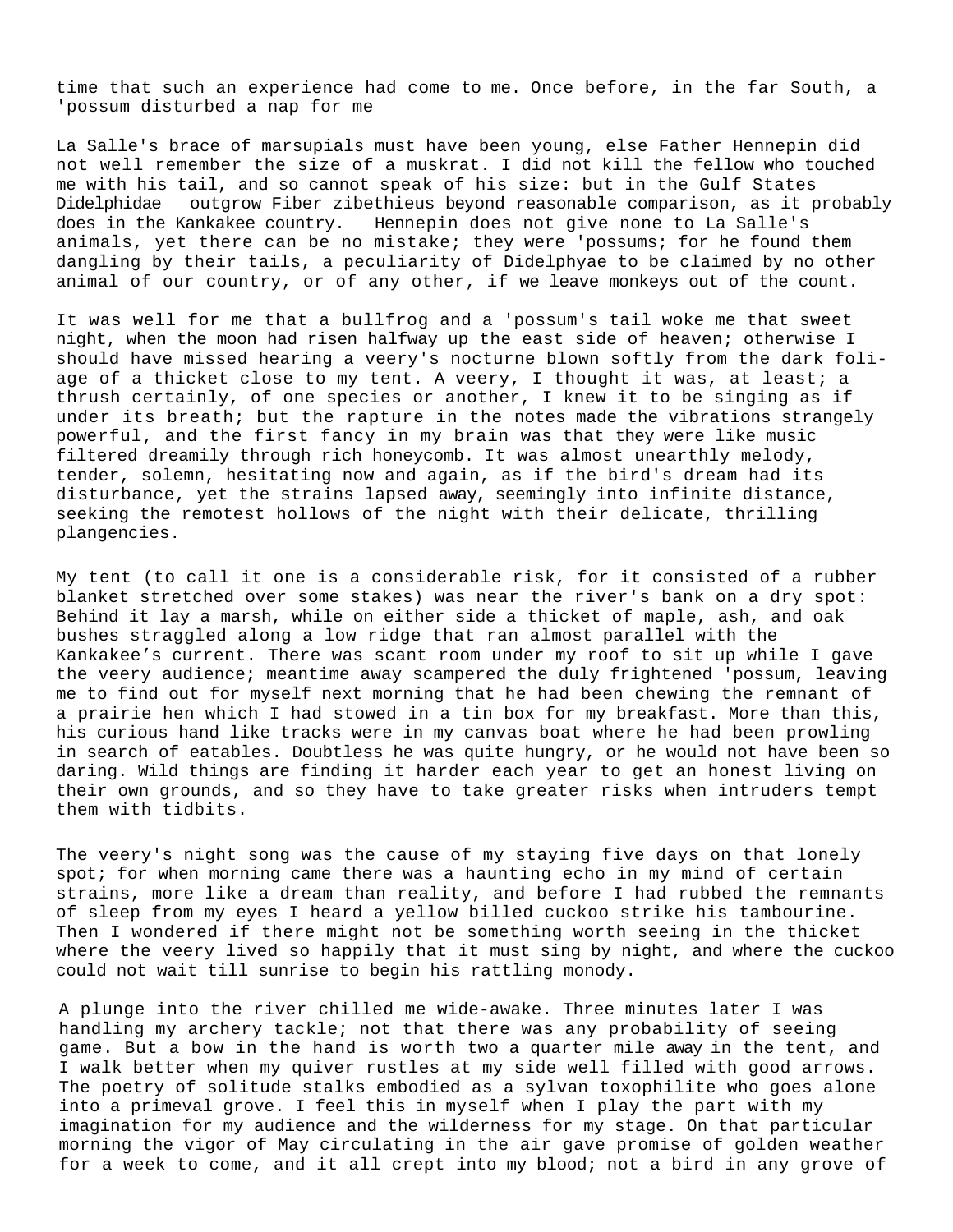time that such an experience had come to me. Once before, in the far South, a 'possum disturbed a nap for me

La Salle's brace of marsupials must have been young, else Father Hennepin did not well remember the size of a muskrat. I did not kill the fellow who touched me with his tail, and so cannot speak of his size: but in the Gulf States Didelphidae outgrow Fiber zibethieus beyond reasonable comparison, as it probably does in the Kankakee country. Hennepin does not give none to La Salle's animals, yet there can be no mistake; they were 'possums; for he found them dangling by their tails, a peculiarity of Didelphyae to be claimed by no other animal of our country, or of any other, if we leave monkeys out of the count.

It was well for me that a bullfrog and a 'possum's tail woke me that sweet night, when the moon had risen halfway up the east side of heaven; otherwise I should have missed hearing a veery's nocturne blown softly from the dark foliage of a thicket close to my tent. A veery, I thought it was, at least; a thrush certainly, of one species or another, I knew it to be singing as if under its breath; but the rapture in the notes made the vibrations strangely powerful, and the first fancy in my brain was that they were like music filtered dreamily through rich honeycomb. It was almost unearthly melody, tender, solemn, hesitating now and again, as if the bird's dream had its disturbance, yet the strains lapsed away, seemingly into infinite distance, seeking the remotest hollows of the night with their delicate, thrilling plangencies.

My tent (to call it one is a considerable risk, for it consisted of a rubber blanket stretched over some stakes) was near the river's bank on a dry spot: Behind it lay a marsh, while on either side a thicket of maple, ash, and oak bushes straggled along a low ridge that ran almost parallel with the Kankakee's current. There was scant room under my roof to sit up while I gave the veery audience; meantime away scampered the duly frightened 'possum, leaving me to find out for myself next morning that he had been chewing the remnant of a prairie hen which I had stowed in a tin box for my breakfast. More than this, his curious hand like tracks were in my canvas boat where he had been prowling in search of eatables. Doubtless he was quite hungry, or he would not have been so daring. Wild things are finding it harder each year to get an honest living on their own grounds, and so they have to take greater risks when intruders tempt them with tidbits.

The veery's night song was the cause of my staying five days on that lonely spot; for when morning came there was a haunting echo in my mind of certain strains, more like a dream than reality, and before I had rubbed the remnants of sleep from my eyes I heard a yellow billed cuckoo strike his tambourine. Then I wondered if there might not be something worth seeing in the thicket where the veery lived so happily that it must sing by night, and where the cuckoo could not wait till sunrise to begin his rattling monody.

A plunge into the river chilled me wide-awake. Three minutes later I was handling my archery tackle; not that there was any probability of seeing game. But a bow in the hand is worth two a quarter mile away in the tent, and I walk better when my quiver rustles at my side well filled with good arrows. The poetry of solitude stalks embodied as a sylvan toxophilite who goes alone into a primeval grove. I feel this in myself when I play the part with my imagination for my audience and the wilderness for my stage. On that particular morning the vigor of May circulating in the air gave promise of golden weather for a week to come, and it all crept into my blood; not a bird in any grove of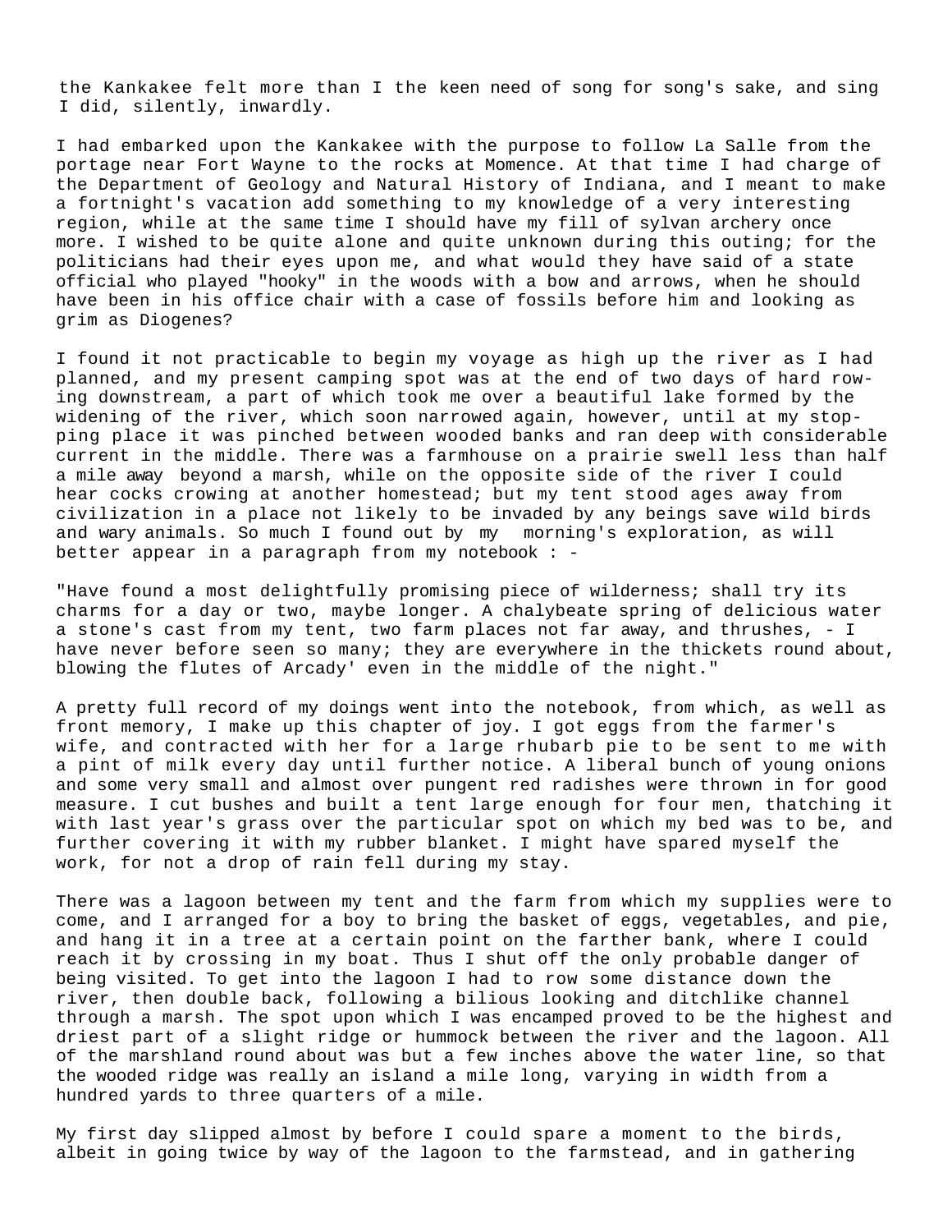the Kankakee felt more than I the keen need of song for song's sake, and sing I did, silently, inwardly.

I had embarked upon the Kankakee with the purpose to follow La Salle from the portage near Fort Wayne to the rocks at Momence. At that time I had charge of the Department of Geology and Natural History of Indiana, and I meant to make a fortnight's vacation add something to my knowledge of a very interesting region, while at the same time I should have my fill of sylvan archery once more. I wished to be quite alone and quite unknown during this outing; for the politicians had their eyes upon me, and what would they have said of a state official who played "hooky" in the woods with a bow and arrows, when he should have been in his office chair with a case of fossils before him and looking as grim as Diogenes?

I found it not practicable to begin my voyage as high up the river as I had planned, and my present camping spot was at the end of two days of hard rowing downstream, a part of which took me over a beautiful lake formed by the widening of the river, which soon narrowed again, however, until at my stopping place it was pinched between wooded banks and ran deep with considerable current in the middle. There was a farmhouse on a prairie swell less than half a mile away beyond a marsh, while on the opposite side of the river I could hear cocks crowing at another homestead; but my tent stood ages away from civilization in a place not likely to be invaded by any beings save wild birds and wary animals. So much I found out by my morning's exploration, as will better appear in a paragraph from my notebook : -

"Have found a most delightfully promising piece of wilderness; shall try its charms for a day or two, maybe longer. A chalybeate spring of delicious water a stone's cast from my tent, two farm places not far away, and thrushes, - I have never before seen so many; they are everywhere in the thickets round about, blowing the flutes of Arcady' even in the middle of the night."

A pretty full record of my doings went into the notebook, from which, as well as front memory, I make up this chapter of joy. I got eggs from the farmer's wife, and contracted with her for a large rhubarb pie to be sent to me with a pint of milk every day until further notice. A liberal bunch of young onions and some very small and almost over pungent red radishes were thrown in for good measure. I cut bushes and built a tent large enough for four men, thatching it with last year's grass over the particular spot on which my bed was to be, and further covering it with my rubber blanket. I might have spared myself the work, for not a drop of rain fell during my stay.

There was a lagoon between my tent and the farm from which my supplies were to come, and I arranged for a boy to bring the basket of eggs, vegetables, and pie, and hang it in a tree at a certain point on the farther bank, where I could reach it by crossing in my boat. Thus I shut off the only probable danger of being visited. To get into the lagoon I had to row some distance down the river, then double back, following a bilious looking and ditchlike channel through a marsh. The spot upon which I was encamped proved to be the highest and driest part of a slight ridge or hummock between the river and the lagoon. All of the marshland round about was but a few inches above the water line, so that the wooded ridge was really an island a mile long, varying in width from a hundred yards to three quarters of a mile.

My first day slipped almost by before I could spare a moment to the birds, albeit in going twice by way of the lagoon to the farmstead, and in gathering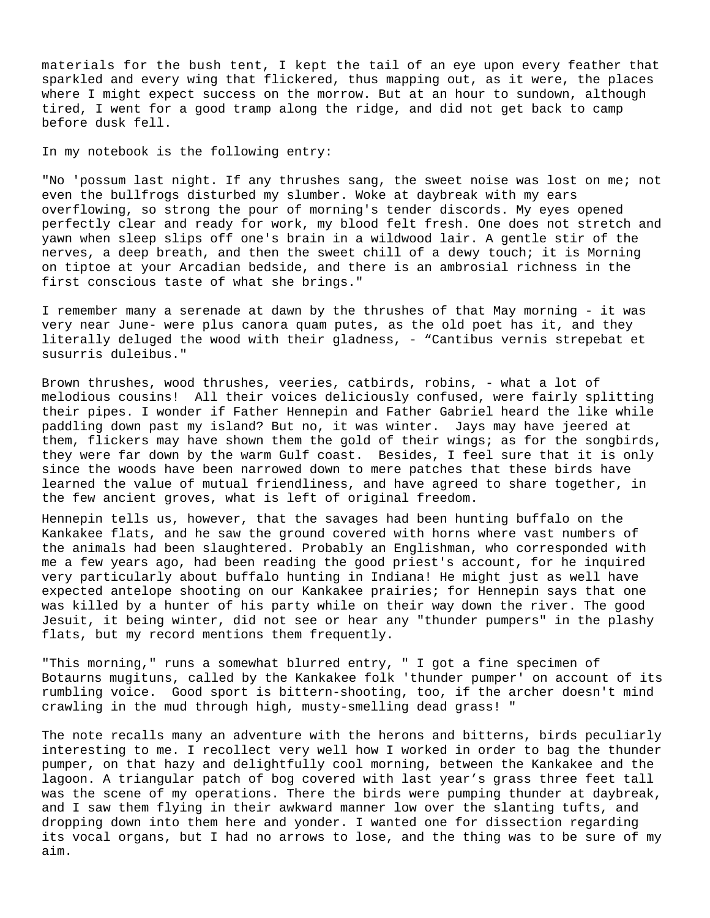materials for the bush tent, I kept the tail of an eye upon every feather that sparkled and every wing that flickered, thus mapping out, as it were, the places where I might expect success on the morrow. But at an hour to sundown, although tired, I went for a good tramp along the ridge, and did not get back to camp before dusk fell.

In my notebook is the following entry:

"No 'possum last night. If any thrushes sang, the sweet noise was lost on me; not even the bullfrogs disturbed my slumber. Woke at daybreak with my ears overflowing, so strong the pour of morning's tender discords. My eyes opened perfectly clear and ready for work, my blood felt fresh. One does not stretch and yawn when sleep slips off one's brain in a wildwood lair. A gentle stir of the nerves, a deep breath, and then the sweet chill of a dewy touch; it is Morning on tiptoe at your Arcadian bedside, and there is an ambrosial richness in the first conscious taste of what she brings."

I remember many a serenade at dawn by the thrushes of that May morning - it was very near June- were plus canora quam putes, as the old poet has it, and they literally deluged the wood with their gladness, - "Cantibus vernis strepebat et susurris duleibus."

Brown thrushes, wood thrushes, veeries, catbirds, robins, - what a lot of melodious cousins! All their voices deliciously confused, were fairly splitting their pipes. I wonder if Father Hennepin and Father Gabriel heard the like while paddling down past my island? But no, it was winter. Jays may have jeered at them, flickers may have shown them the gold of their wings; as for the songbirds, they were far down by the warm Gulf coast. Besides, I feel sure that it is only since the woods have been narrowed down to mere patches that these birds have learned the value of mutual friendliness, and have agreed to share together, in the few ancient groves, what is left of original freedom.

Hennepin tells us, however, that the savages had been hunting buffalo on the Kankakee flats, and he saw the ground covered with horns where vast numbers of the animals had been slaughtered. Probably an Englishman, who corresponded with me a few years ago, had been reading the good priest's account, for he inquired very particularly about buffalo hunting in Indiana! He might just as well have expected antelope shooting on our Kankakee prairies; for Hennepin says that one was killed by a hunter of his party while on their way down the river. The good Jesuit, it being winter, did not see or hear any "thunder pumpers" in the plashy flats, but my record mentions them frequently.

"This morning," runs a somewhat blurred entry, " I got a fine specimen of Botaurns mugituns, called by the Kankakee folk 'thunder pumper' on account of its rumbling voice. Good sport is bittern-shooting, too, if the archer doesn't mind crawling in the mud through high, musty-smelling dead grass! "

The note recalls many an adventure with the herons and bitterns, birds peculiarly interesting to me. I recollect very well how I worked in order to bag the thunder pumper, on that hazy and delightfully cool morning, between the Kankakee and the lagoon. A triangular patch of bog covered with last year's grass three feet tall was the scene of my operations. There the birds were pumping thunder at daybreak, and I saw them flying in their awkward manner low over the slanting tufts, and dropping down into them here and yonder. I wanted one for dissection regarding its vocal organs, but I had no arrows to lose, and the thing was to be sure of my aim.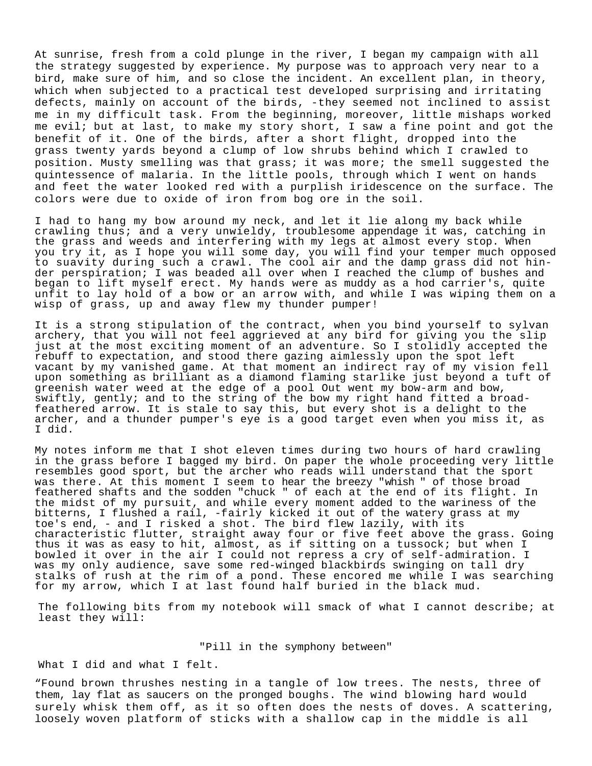At sunrise, fresh from a cold plunge in the river, I began my campaign with all the strategy suggested by experience. My purpose was to approach very near to a bird, make sure of him, and so close the incident. An excellent plan, in theory, which when subjected to a practical test developed surprising and irritating defects, mainly on account of the birds, -they seemed not inclined to assist me in my difficult task. From the beginning, moreover, little mishaps worked me evil; but at last, to make my story short, I saw a fine point and got the benefit of it. One of the birds, after a short flight, dropped into the grass twenty yards beyond a clump of low shrubs behind which I crawled to position. Musty smelling was that grass; it was more; the smell suggested the quintessence of malaria. In the little pools, through which I went on hands and feet the water looked red with a purplish iridescence on the surface. The colors were due to oxide of iron from bog ore in the soil.

I had to hang my bow around my neck, and let it lie along my back while crawling thus; and a very unwieldy, troublesome appendage it was, catching in the grass and weeds and interfering with my legs at almost every stop. When you try it, as I hope you will some day, you will find your temper much opposed to suavity during such a crawl. The cool air and the damp grass did not hinder perspiration; I was beaded all over when I reached the clump of bushes and began to lift myself erect. My hands were as muddy as a hod carrier's, quite unfit to lay hold of a bow or an arrow with, and while I was wiping them on a wisp of grass, up and away flew my thunder pumper!

It is a strong stipulation of the contract, when you bind yourself to sylvan archery, that you will not feel aggrieved at any bird for giving you the slip just at the most exciting moment of an adventure. So I stolidly accepted the rebuff to expectation, and stood there gazing aimlessly upon the spot left vacant by my vanished game. At that moment an indirect ray of my vision fell upon something as brilliant as a diamond flaming starlike just beyond a tuft of greenish water weed at the edge of a pool Out went my bow-arm and bow, swiftly, gently; and to the string of the bow my right hand fitted a broad-feathered arrow. It is stale to say this, but every shot is a delight to the archer, and a thunder pumper's eye is a good target even when you miss it, as I did.

My notes inform me that I shot eleven times during two hours of hard crawling in the grass before I bagged my bird. On paper the whole proceeding very little resembles good sport, but the archer who reads will understand that the sport was there. At this moment I seem to hear the breezy "whish " of those broad feathered shafts and the sodden "chuck " of each at the end of its flight. In the midst of my pursuit, and while every moment added to the wariness of the bitterns, I flushed a rail, -fairly kicked it out of the watery grass at my toe's end, - and I risked a shot. The bird flew lazily, with its characteristic flutter, straight away four or five feet above the grass. Going thus it was as easy to hit, almost, as if sitting on a tussock; but when I bowled it over in the air I could not repress a cry of self-admiration. I was my only audience, save some red-winged blackbirds swinging on tall dry stalks of rush at the rim of a pond. These encored me while I was searching for my arrow, which I at last found half buried in the black mud.

The following bits from my notebook will smack of what I cannot describe; at least they will:

"Pill in the symphony between"

What I did and what I felt.

"Found brown thrushes nesting in a tangle of low trees. The nests, three of them, lay flat as saucers on the pronged boughs. The wind blowing hard would surely whisk them off, as it so often does the nests of doves. A scattering, loosely woven platform of sticks with a shallow cap in the middle is all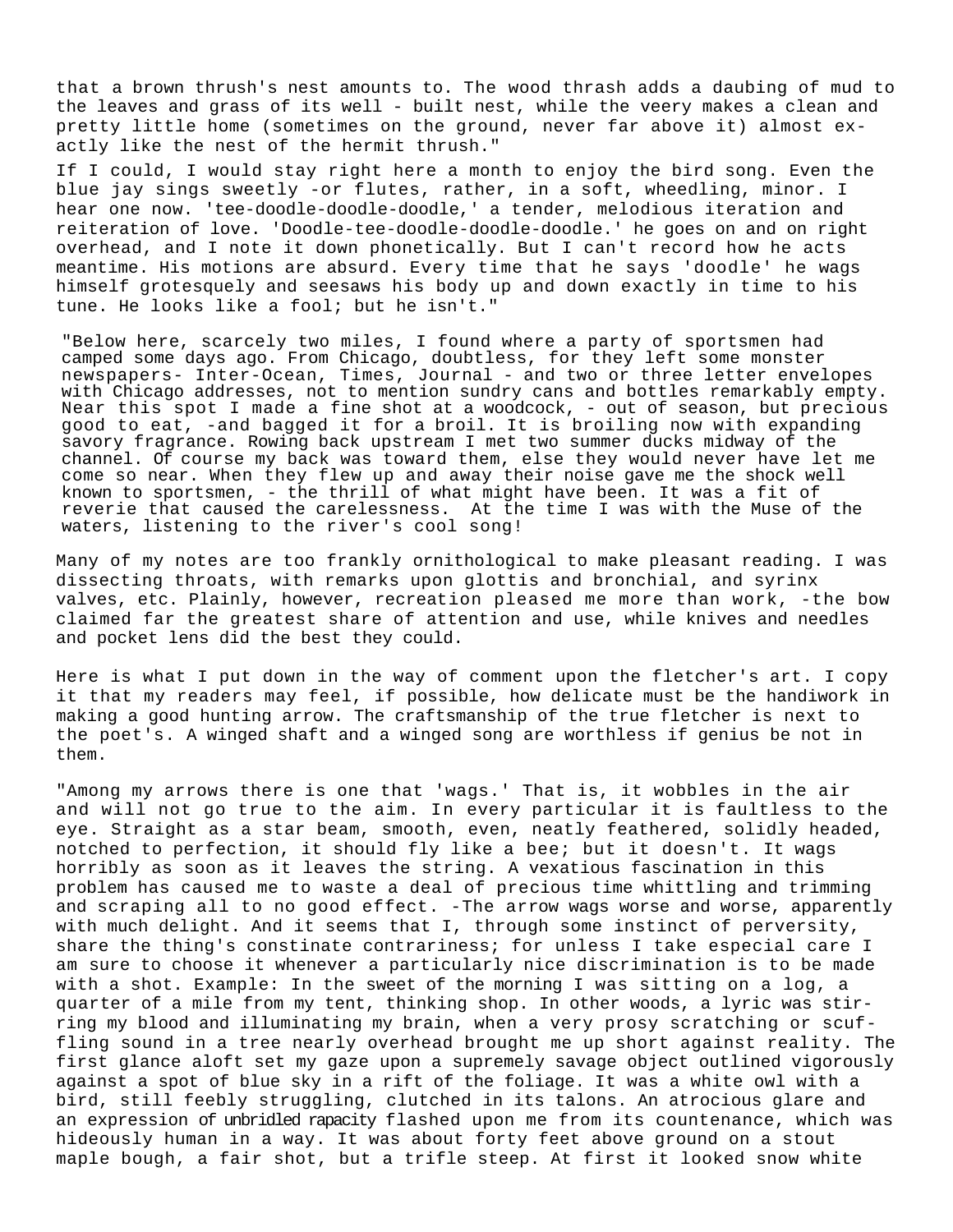that a brown thrush's nest amounts to. The wood thrash adds a daubing of mud to the leaves and grass of its well - built nest, while the veery makes a clean and pretty little home (sometimes on the ground, never far above it) almost exactly like the nest of the hermit thrush."

If I could, I would stay right here a month to enjoy the bird song. Even the blue jay sings sweetly -or flutes, rather, in a soft, wheedling, minor. I hear one now. 'tee-doodle-doodle-doodle,' a tender, melodious iteration and reiteration of love. 'Doodle-tee-doodle-doodle-doodle.' he goes on and on right overhead, and I note it down phonetically. But I can't record how he acts meantime. His motions are absurd. Every time that he says 'doodle' he wags himself grotesquely and seesaws his body up and down exactly in time to his tune. He looks like a fool; but he isn't."

"Below here, scarcely two miles, I found where a party of sportsmen had camped some days ago. From Chicago, doubtless, for they left some monster newspapers- Inter-Ocean, Times, Journal - and two or three letter envelopes with Chicago addresses, not to mention sundry cans and bottles remarkably empty. Near this spot I made a fine shot at a woodcock, - out of season, but precious good to eat, -and bagged it for a broil. It is broiling now with expanding savory fragrance. Rowing back upstream I met two summer ducks midway of the channel. Of course my back was toward them, else they would never have let me come so near. When they flew up and away their noise gave me the shock well known to sportsmen, - the thrill of what might have been. It was a fit of reverie that caused the carelessness. At the time I was with the Muse of the waters, listening to the river's cool song!

Many of my notes are too frankly ornithological to make pleasant reading. I was dissecting throats, with remarks upon glottis and bronchial, and syrinx valves, etc. Plainly, however, recreation pleased me more than work, -the bow claimed far the greatest share of attention and use, while knives and needles and pocket lens did the best they could.

Here is what I put down in the way of comment upon the fletcher's art. I copy it that my readers may feel, if possible, how delicate must be the handiwork in making a good hunting arrow. The craftsmanship of the true fletcher is next to the poet's. A winged shaft and a winged song are worthless if genius be not in them.

"Among my arrows there is one that 'wags.' That is, it wobbles in the air and will not go true to the aim. In every particular it is faultless to the eye. Straight as a star beam, smooth, even, neatly feathered, solidly headed, notched to perfection, it should fly like a bee; but it doesn't. It wags horribly as soon as it leaves the string. A vexatious fascination in this problem has caused me to waste a deal of precious time whittling and trimming and scraping all to no good effect. -The arrow wags worse and worse, apparently with much delight. And it seems that I, through some instinct of perversity, share the thing's constinate contrariness; for unless I take especial care I am sure to choose it whenever a particularly nice discrimination is to be made with a shot. Example: In the sweet of the morning I was sitting on a log, a quarter of a mile from my tent, thinking shop. In other woods, a lyric was stirring my blood and illuminating my brain, when a very prosy scratching or scuffling sound in a tree nearly overhead brought me up short against reality. The first glance aloft set my gaze upon a supremely savage object outlined vigorously against a spot of blue sky in a rift of the foliage. It was a white owl with a bird, still feebly struggling, clutched in its talons. An atrocious glare and an expression of unbridled rapacity flashed upon me from its countenance, which was hideously human in a way. It was about forty feet above ground on a stout maple bough, a fair shot, but a trifle steep. At first it looked snow white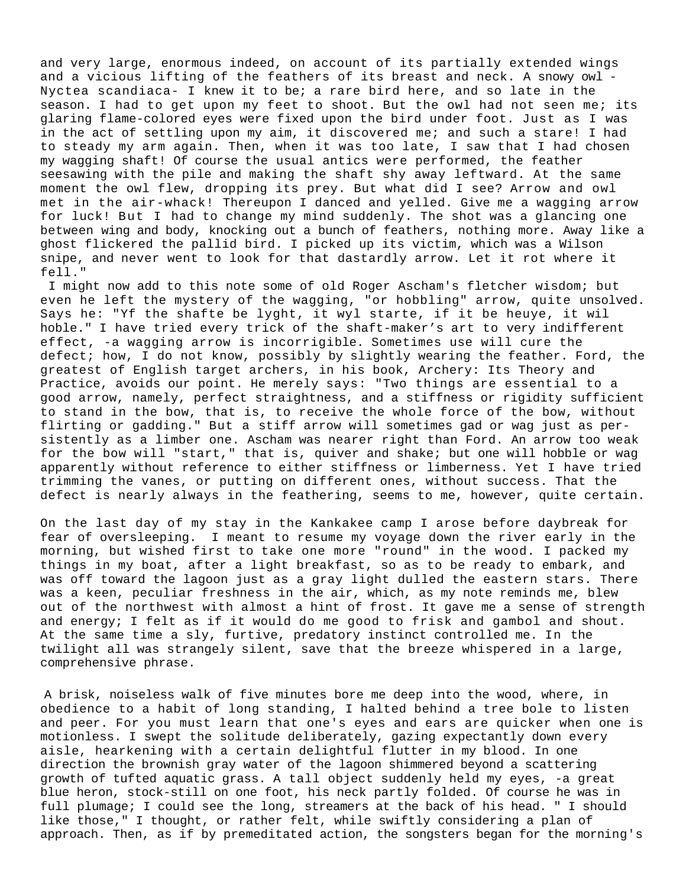and very large, enormous indeed, on account of its partially extended wings and a vicious lifting of the feathers of its breast and neck. A snowy owl -Nyctea scandiaca- I knew it to be; a rare bird here, and so late in the season. I had to get upon my feet to shoot. But the owl had not seen me; its glaring flame-colored eyes were fixed upon the bird under foot. Just as I was in the act of settling upon my aim, it discovered me; and such a stare! I had to steady my arm again. Then, when it was too late, I saw that I had chosen my wagging shaft! Of course the usual antics were performed, the feather seesawing with the pile and making the shaft shy away leftward. At the same moment the owl flew, dropping its prey. But what did I see? Arrow and owl met in the air-whack! Thereupon I danced and yelled. Give me a wagging arrow for luck! But I had to change my mind suddenly. The shot was a glancing one between wing and body, knocking out a bunch of feathers, nothing more. Away like a ghost flickered the pallid bird. I picked up its victim, which was a Wilson snipe, and never went to look for that dastardly arrow. Let it rot where it fell."

I might now add to this note some of old Roger Ascham's fletcher wisdom; but even he left the mystery of the wagging, "or hobbling" arrow, quite unsolved. Says he: "Yf the shafte be lyght, it wyl starte, if it be heuye, it wil hoble." I have tried every trick of the shaft-maker’s art to very indifferent effect, -a wagging arrow is incorrigible. Sometimes use will cure the defect; how, I do not know, possibly by slightly wearing the feather. Ford, the greatest of English target archers, in his book, Archery: Its Theory and Practice, avoids our point. He merely says: "Two things are essential to a good arrow, namely, perfect straightness, and a stiffness or rigidity sufficient to stand in the bow, that is, to receive the whole force of the bow, without flirting or gadding." But a stiff arrow will sometimes gad or wag just as persistently as a limber one. Ascham was nearer right than Ford. An arrow too weak for the bow will "start," that is, quiver and shake; but one will hobble or wag apparently without reference to either stiffness or limberness. Yet I have tried trimming the vanes, or putting on different ones, without success. That the defect is nearly always in the feathering, seems to me, however, quite certain.

On the last day of my stay in the Kankakee camp I arose before daybreak for fear of oversleeping. I meant to resume my voyage down the river early in the morning, but wished first to take one more "round" in the wood. I packed my things in my boat, after a light breakfast, so as to be ready to embark, and was off toward the lagoon just as a gray light dulled the eastern stars. There was a keen, peculiar freshness in the air, which, as my note reminds me, blew out of the northwest with almost a hint of frost. It gave me a sense of strength and energy; I felt as if it would do me good to frisk and gambol and shout. At the same time a sly, furtive, predatory instinct controlled me. In the twilight all was strangely silent, save that the breeze whispered in a large, comprehensive phrase.

A brisk, noiseless walk of five minutes bore me deep into the wood, where, in obedience to a habit of long standing, I halted behind a tree bole to listen and peer. For you must learn that one's eyes and ears are quicker when one is motionless. I swept the solitude deliberately, gazing expectantly down every aisle, hearkening with a certain delightful flutter in my blood. In one direction the brownish gray water of the lagoon shimmered beyond a scattering growth of tufted aquatic grass. A tall object suddenly held my eyes, -a great blue heron, stock-still on one foot, his neck partly folded. Of course he was in full plumage; I could see the long, streamers at the back of his head. " I should like those," I thought, or rather felt, while swiftly considering a plan of approach. Then, as if by premeditated action, the songsters began for the morning's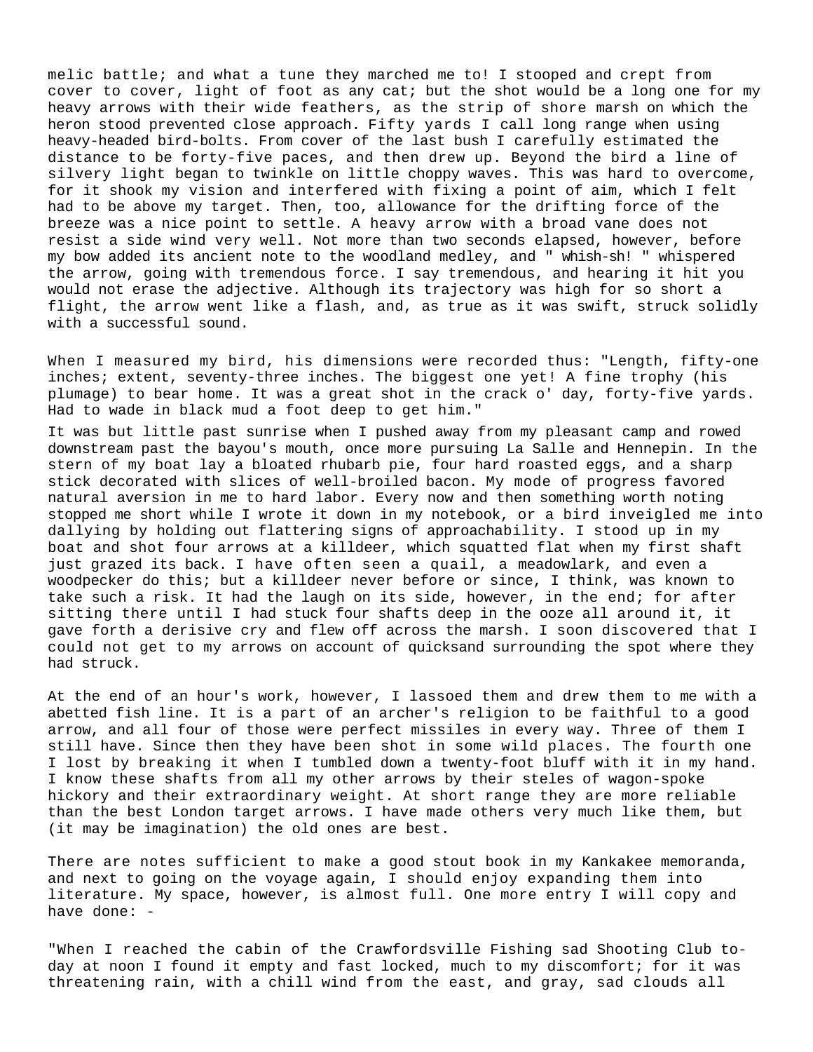melic battle; and what a tune they marched me to! I stooped and crept from cover to cover, light of foot as any cat; but the shot would be a long one for my heavy arrows with their wide feathers, as the strip of shore marsh on which the heron stood prevented close approach. Fifty yards I call long range when using heavy-headed bird-bolts. From cover of the last bush I carefully estimated the distance to be forty-five paces, and then drew up. Beyond the bird a line of silvery light began to twinkle on little choppy waves. This was hard to overcome, for it shook my vision and interfered with fixing a point of aim, which I felt had to be above my target. Then, too, allowance for the drifting force of the breeze was a nice point to settle. A heavy arrow with a broad vane does not resist a side wind very well. Not more than two seconds elapsed, however, before my bow added its ancient note to the woodland medley, and " whish-sh! " whispered the arrow, going with tremendous force. I say tremendous, and hearing it hit you would not erase the adjective. Although its trajectory was high for so short a flight, the arrow went like a flash, and, as true as it was swift, struck solidly with a successful sound.

When I measured my bird, his dimensions were recorded thus: "Length, fifty-one inches; extent, seventy-three inches. The biggest one yet! A fine trophy (his plumage) to bear home. It was a great shot in the crack o' day, forty-five yards. Had to wade in black mud a foot deep to get him."

It was but little past sunrise when I pushed away from my pleasant camp and rowed downstream past the bayou's mouth, once more pursuing La Salle and Hennepin. In the stern of my boat lay a bloated rhubarb pie, four hard roasted eggs, and a sharp stick decorated with slices of well-broiled bacon. My mode of progress favored natural aversion in me to hard labor. Every now and then something worth noting stopped me short while I wrote it down in my notebook, or a bird inveigled me into dallying by holding out flattering signs of approachability. I stood up in my boat and shot four arrows at a killdeer, which squatted flat when my first shaft just grazed its back. I have often seen a quail, a meadowlark, and even a woodpecker do this; but a killdeer never before or since, I think, was known to take such a risk. It had the laugh on its side, however, in the end; for after sitting there until I had stuck four shafts deep in the ooze all around it, it gave forth a derisive cry and flew off across the marsh. I soon discovered that I could not get to my arrows on account of quicksand surrounding the spot where they had struck.

At the end of an hour's work, however, I lassoed them and drew them to me with a abetted fish line. It is a part of an archer's religion to be faithful to a good arrow, and all four of those were perfect missiles in every way. Three of them I still have. Since then they have been shot in some wild places. The fourth one I lost by breaking it when I tumbled down a twenty-foot bluff with it in my hand. I know these shafts from all my other arrows by their steles of wagon-spoke hickory and their extraordinary weight. At short range they are more reliable than the best London target arrows. I have made others very much like them, but (it may be imagination) the old ones are best.

There are notes sufficient to make a good stout book in my Kankakee memoranda, and next to going on the voyage again, I should enjoy expanding them into literature. My space, however, is almost full. One more entry I will copy and have done: -

"When I reached the cabin of the Crawfordsville Fishing sad Shooting Club to-day at noon I found it empty and fast locked, much to my discomfort; for it was threatening rain, with a chill wind from the east, and gray, sad clouds all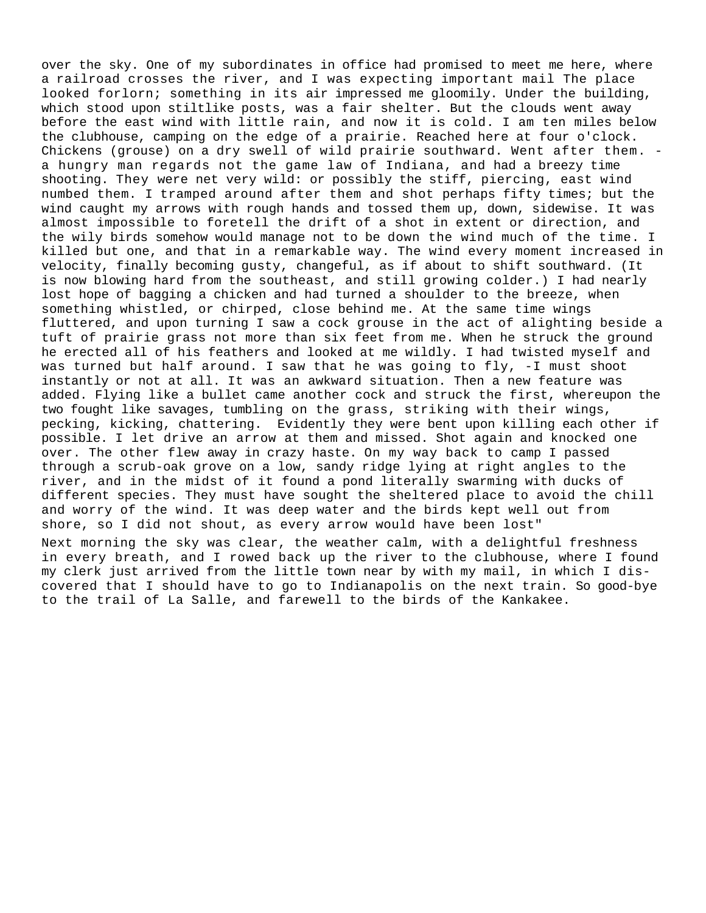over the sky. One of my subordinates in office had promised to meet me here, where a railroad crosses the river, and I was expecting important mail The place looked forlorn; something in its air impressed me gloomily. Under the building, which stood upon stiltlike posts, was a fair shelter. But the clouds went away before the east wind with little rain, and now it is cold. I am ten miles below the clubhouse, camping on the edge of a prairie. Reached here at four o'clock. Chickens (grouse) on a dry swell of wild prairie southward. Went after them. - a hungry man regards not the game law of Indiana, and had a breezy time shooting. They were net very wild: or possibly the stiff, piercing, east wind numbed them. I tramped around after them and shot perhaps fifty times; but the wind caught my arrows with rough hands and tossed them up, down, sidewise. It was almost impossible to foretell the drift of a shot in extent or direction, and the wily birds somehow would manage not to be down the wind much of the time. I killed but one, and that in a remarkable way. The wind every moment increased in velocity, finally becoming gusty, changeful, as if about to shift southward. (It is now blowing hard from the southeast, and still growing colder.) I had nearly lost hope of bagging a chicken and had turned a shoulder to the breeze, when something whistled, or chirped, close behind me. At the same time wings fluttered, and upon turning I saw a cock grouse in the act of alighting beside a tuft of prairie grass not more than six feet from me. When he struck the ground he erected all of his feathers and looked at me wildly. I had twisted myself and was turned but half around. I saw that he was going to fly, -I must shoot instantly or not at all. It was an awkward situation. Then a new feature was added. Flying like a bullet came another cock and struck the first, whereupon the two fought like savages, tumbling on the grass, striking with their wings, pecking, kicking, chattering. Evidently they were bent upon killing each other if possible. I let drive an arrow at them and missed. Shot again and knocked one over. The other flew away in crazy haste. On my way back to camp I passed through a scrub-oak grove on a low, sandy ridge lying at right angles to the river, and in the midst of it found a pond literally swarming with ducks of different species. They must have sought the sheltered place to avoid the chill and worry of the wind. It was deep water and the birds kept well out from shore, so I did not shout, as every arrow would have been lost"

Next morning the sky was clear, the weather calm, with a delightful freshness in every breath, and I rowed back up the river to the clubhouse, where I found my clerk just arrived from the little town near by with my mail, in which I discovered that I should have to go to Indianapolis on the next train. So good-bye to the trail of La Salle, and farewell to the birds of the Kankakee.